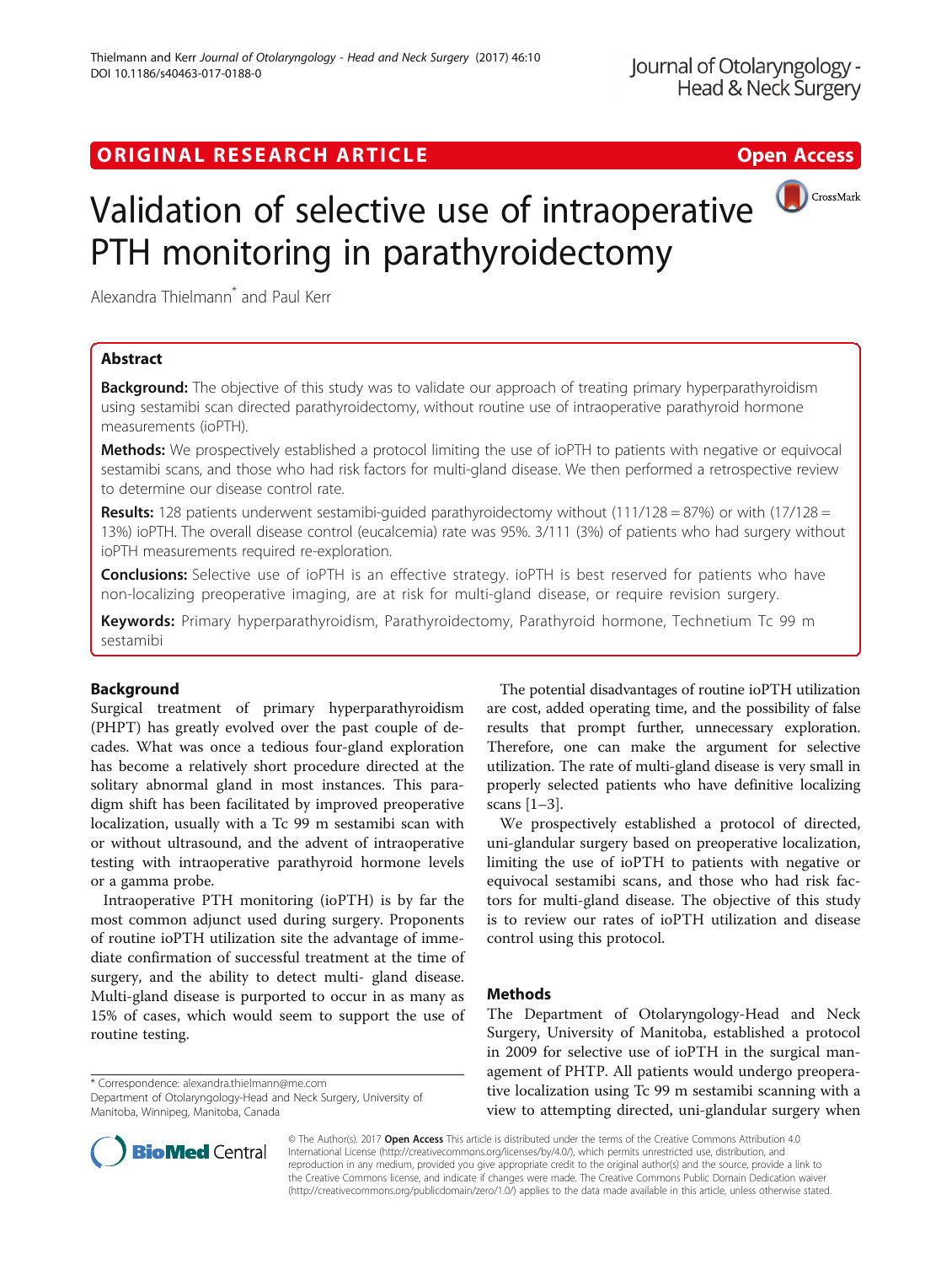ORIGINAL RESEARCH ARTICLE

Open Access

# Validation of selective use of intraoperative PTH monitoring in parathyroidectomy

Alexandra Thielmann* and Paul Kerr

## Abstract

**Background:** The objective of this study was to validate our approach of treating primary hyperparathyroidism using sestamibi scan directed parathyroidectomy, without routine use of intraoperative parathyroid hormone measurements (ioPTH).

**Methods:** We prospectively established a protocol limiting the use of ioPTH to patients with negative or equivocal sestamibi scans, and those who had risk factors for multi-gland disease. We then performed a retrospective review to determine our disease control rate.

**Results:** 128 patients underwent sestamibi-guided parathyroidectomy without (111/128 = 87%) or with (17/128 = 13%) ioPTH. The overall disease control (eucalcemia) rate was 95%. 3/111 (3%) of patients who had surgery without ioPTH measurements required re-exploration.

**Conclusions:** Selective use of ioPTH is an effective strategy. ioPTH is best reserved for patients who have non-localizing preoperative imaging, are at risk for multi-gland disease, or require revision surgery.

**Keywords:** Primary hyperparathyroidism, Parathyroidectomy, Parathyroid hormone, Technetium Tc 99 m sestamibi

## Background

Surgical treatment of primary hyperparathyroidism (PHPT) has greatly evolved over the past couple of decades. What was once a tedious four-gland exploration has become a relatively short procedure directed at the solitary abnormal gland in most instances. This paradigm shift has been facilitated by improved preoperative localization, usually with a Tc 99 m sestamibi scan with or without ultrasound, and the advent of intraoperative testing with intraoperative parathyroid hormone levels or a gamma probe.

Intraoperative PTH monitoring (ioPTH) is by far the most common adjunct used during surgery. Proponents of routine ioPTH utilization site the advantage of immediate confirmation of successful treatment at the time of surgery, and the ability to detect multi- gland disease. Multi-gland disease is purported to occur in as many as 15% of cases, which would seem to support the use of routine testing.

The potential disadvantages of routine ioPTH utilization are cost, added operating time, and the possibility of false results that prompt further, unnecessary exploration. Therefore, one can make the argument for selective utilization. The rate of multi-gland disease is very small in properly selected patients who have definitive localizing scans [1–3].

We prospectively established a protocol of directed, uni-glandular surgery based on preoperative localization, limiting the use of ioPTH to patients with negative or equivocal sestamibi scans, and those who had risk factors for multi-gland disease. The objective of this study is to review our rates of ioPTH utilization and disease control using this protocol.

## Methods

The Department of Otolaryngology-Head and Neck Surgery, University of Manitoba, established a protocol in 2009 for selective use of ioPTH in the surgical management of PHTP. All patients would undergo preoperative localization using Tc 99 m sestamibi scanning with a view to attempting directed, uni-glandular surgery when

\* Correspondence: alexandra.thielmann@me.com
Department of Otolaryngology-Head and Neck Surgery, University of Manitoba, Winnipeg, Manitoba, Canada

© The Author(s). 2017 **Open Access** This article is distributed under the terms of the Creative Commons Attribution 4.0 International License (http://creativecommons.org/licenses/by/4.0/), which permits unrestricted use, distribution, and reproduction in any medium, provided you give appropriate credit to the original author(s) and the source, provide a link to the Creative Commons license, and indicate if changes were made. The Creative Commons Public Domain Dedication waiver (http://creativecommons.org/publicdomain/zero/1.0/) applies to the data made available in this article, unless otherwise stated.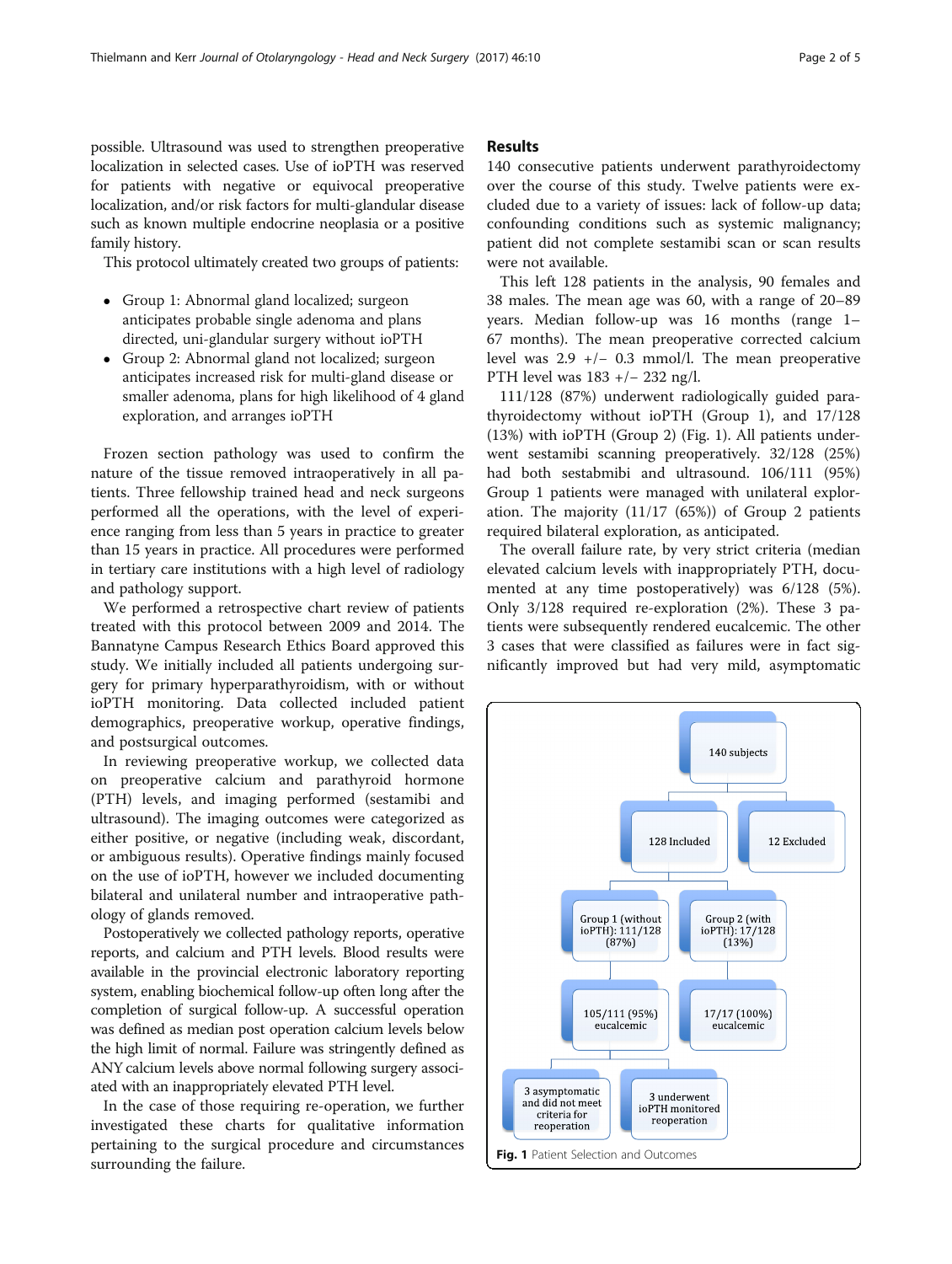possible. Ultrasound was used to strengthen preoperative localization in selected cases. Use of ioPTH was reserved for patients with negative or equivocal preoperative localization, and/or risk factors for multi-glandular disease such as known multiple endocrine neoplasia or a positive family history.

This protocol ultimately created two groups of patients:

- Group 1: Abnormal gland localized; surgeon anticipates probable single adenoma and plans directed, uni-glandular surgery without ioPTH
- Group 2: Abnormal gland not localized; surgeon anticipates increased risk for multi-gland disease or smaller adenoma, plans for high likelihood of 4 gland exploration, and arranges ioPTH

Frozen section pathology was used to confirm the nature of the tissue removed intraoperatively in all patients. Three fellowship trained head and neck surgeons performed all the operations, with the level of experience ranging from less than 5 years in practice to greater than 15 years in practice. All procedures were performed in tertiary care institutions with a high level of radiology and pathology support.

We performed a retrospective chart review of patients treated with this protocol between 2009 and 2014. The Bannatyne Campus Research Ethics Board approved this study. We initially included all patients undergoing surgery for primary hyperparathyroidism, with or without ioPTH monitoring. Data collected included patient demographics, preoperative workup, operative findings, and postsurgical outcomes.

In reviewing preoperative workup, we collected data on preoperative calcium and parathyroid hormone (PTH) levels, and imaging performed (sestamibi and ultrasound). The imaging outcomes were categorized as either positive, or negative (including weak, discordant, or ambiguous results). Operative findings mainly focused on the use of ioPTH, however we included documenting bilateral and unilateral number and intraoperative pathology of glands removed.

Postoperatively we collected pathology reports, operative reports, and calcium and PTH levels. Blood results were available in the provincial electronic laboratory reporting system, enabling biochemical follow-up often long after the completion of surgical follow-up. A successful operation was defined as median post operation calcium levels below the high limit of normal. Failure was stringently defined as ANY calcium levels above normal following surgery associated with an inappropriately elevated PTH level.

In the case of those requiring re-operation, we further investigated these charts for qualitative information pertaining to the surgical procedure and circumstances surrounding the failure.

## Results

140 consecutive patients underwent parathyroidectomy over the course of this study. Twelve patients were excluded due to a variety of issues: lack of follow-up data; confounding conditions such as systemic malignancy; patient did not complete sestamibi scan or scan results were not available.

This left 128 patients in the analysis, 90 females and 38 males. The mean age was 60, with a range of 20–89 years. Median follow-up was 16 months (range 1–67 months). The mean preoperative corrected calcium level was 2.9 +/− 0.3 mmol/l. The mean preoperative PTH level was 183 +/− 232 ng/l.

111/128 (87%) underwent radiologically guided parathyroidectomy without ioPTH (Group 1), and 17/128 (13%) with ioPTH (Group 2) (Fig. 1). All patients underwent sestamibi scanning preoperatively. 32/128 (25%) had both sestabmibi and ultrasound. 106/111 (95%) Group 1 patients were managed with unilateral exploration. The majority (11/17 (65%)) of Group 2 patients required bilateral exploration, as anticipated.

The overall failure rate, by very strict criteria (median elevated calcium levels with inappropriately PTH, documented at any time postoperatively) was 6/128 (5%). Only 3/128 required re-exploration (2%). These 3 patients were subsequently rendered eucalcemic. The other 3 cases that were classified as failures were in fact significantly improved but had very mild, asymptomatic

**Fig. 1** Patient Selection and Outcomes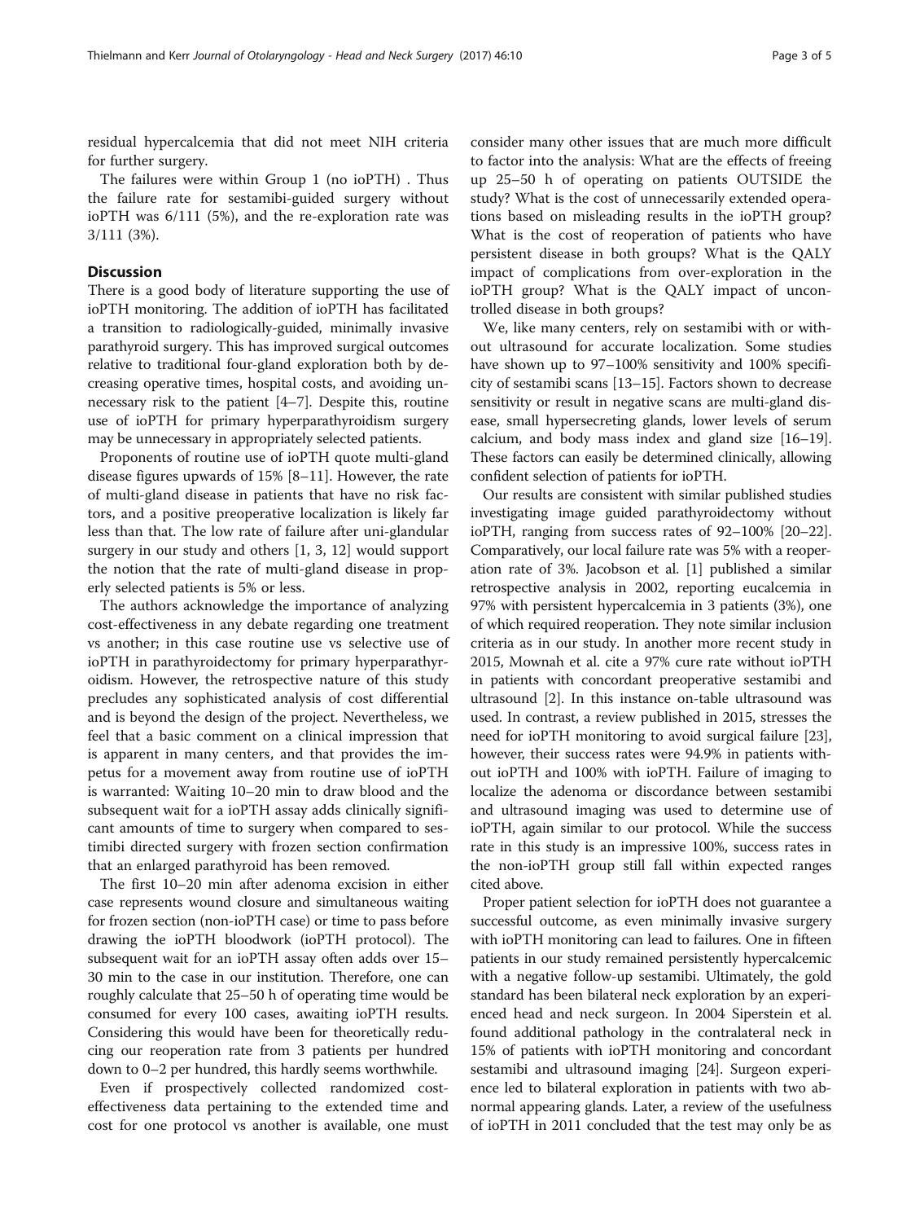residual hypercalcemia that did not meet NIH criteria for further surgery.

The failures were within Group 1 (no ioPTH) . Thus the failure rate for sestamibi-guided surgery without ioPTH was 6/111 (5%), and the re-exploration rate was 3/111 (3%).

## Discussion

There is a good body of literature supporting the use of ioPTH monitoring. The addition of ioPTH has facilitated a transition to radiologically-guided, minimally invasive parathyroid surgery. This has improved surgical outcomes relative to traditional four-gland exploration both by decreasing operative times, hospital costs, and avoiding unnecessary risk to the patient [4–7]. Despite this, routine use of ioPTH for primary hyperparathyroidism surgery may be unnecessary in appropriately selected patients.

Proponents of routine use of ioPTH quote multi-gland disease figures upwards of 15% [8–11]. However, the rate of multi-gland disease in patients that have no risk factors, and a positive preoperative localization is likely far less than that. The low rate of failure after uni-glandular surgery in our study and others [1, 3, 12] would support the notion that the rate of multi-gland disease in properly selected patients is 5% or less.

The authors acknowledge the importance of analyzing cost-effectiveness in any debate regarding one treatment vs another; in this case routine use vs selective use of ioPTH in parathyroidectomy for primary hyperparathyroidism. However, the retrospective nature of this study precludes any sophisticated analysis of cost differential and is beyond the design of the project. Nevertheless, we feel that a basic comment on a clinical impression that is apparent in many centers, and that provides the impetus for a movement away from routine use of ioPTH is warranted: Waiting 10–20 min to draw blood and the subsequent wait for a ioPTH assay adds clinically significant amounts of time to surgery when compared to sestimibi directed surgery with frozen section confirmation that an enlarged parathyroid has been removed.

The first 10–20 min after adenoma excision in either case represents wound closure and simultaneous waiting for frozen section (non-ioPTH case) or time to pass before drawing the ioPTH bloodwork (ioPTH protocol). The subsequent wait for an ioPTH assay often adds over 15–30 min to the case in our institution. Therefore, one can roughly calculate that 25–50 h of operating time would be consumed for every 100 cases, awaiting ioPTH results. Considering this would have been for theoretically reducing our reoperation rate from 3 patients per hundred down to 0–2 per hundred, this hardly seems worthwhile.

Even if prospectively collected randomized cost-effectiveness data pertaining to the extended time and cost for one protocol vs another is available, one must consider many other issues that are much more difficult to factor into the analysis: What are the effects of freeing up 25–50 h of operating on patients OUTSIDE the study? What is the cost of unnecessarily extended operations based on misleading results in the ioPTH group? What is the cost of reoperation of patients who have persistent disease in both groups? What is the QALY impact of complications from over-exploration in the ioPTH group? What is the QALY impact of uncontrolled disease in both groups?

We, like many centers, rely on sestamibi with or without ultrasound for accurate localization. Some studies have shown up to 97–100% sensitivity and 100% specificity of sestamibi scans [13–15]. Factors shown to decrease sensitivity or result in negative scans are multi-gland disease, small hypersecreting glands, lower levels of serum calcium, and body mass index and gland size [16–19]. These factors can easily be determined clinically, allowing confident selection of patients for ioPTH.

Our results are consistent with similar published studies investigating image guided parathyroidectomy without ioPTH, ranging from success rates of 92–100% [20–22]. Comparatively, our local failure rate was 5% with a reoperation rate of 3%. Jacobson et al. [1] published a similar retrospective analysis in 2002, reporting eucalcemia in 97% with persistent hypercalcemia in 3 patients (3%), one of which required reoperation. They note similar inclusion criteria as in our study. In another more recent study in 2015, Mownah et al. cite a 97% cure rate without ioPTH in patients with concordant preoperative sestamibi and ultrasound [2]. In this instance on-table ultrasound was used. In contrast, a review published in 2015, stresses the need for ioPTH monitoring to avoid surgical failure [23], however, their success rates were 94.9% in patients without ioPTH and 100% with ioPTH. Failure of imaging to localize the adenoma or discordance between sestamibi and ultrasound imaging was used to determine use of ioPTH, again similar to our protocol. While the success rate in this study is an impressive 100%, success rates in the non-ioPTH group still fall within expected ranges cited above.

Proper patient selection for ioPTH does not guarantee a successful outcome, as even minimally invasive surgery with ioPTH monitoring can lead to failures. One in fifteen patients in our study remained persistently hypercalcemic with a negative follow-up sestamibi. Ultimately, the gold standard has been bilateral neck exploration by an experienced head and neck surgeon. In 2004 Siperstein et al. found additional pathology in the contralateral neck in 15% of patients with ioPTH monitoring and concordant sestamibi and ultrasound imaging [24]. Surgeon experience led to bilateral exploration in patients with two abnormal appearing glands. Later, a review of the usefulness of ioPTH in 2011 concluded that the test may only be as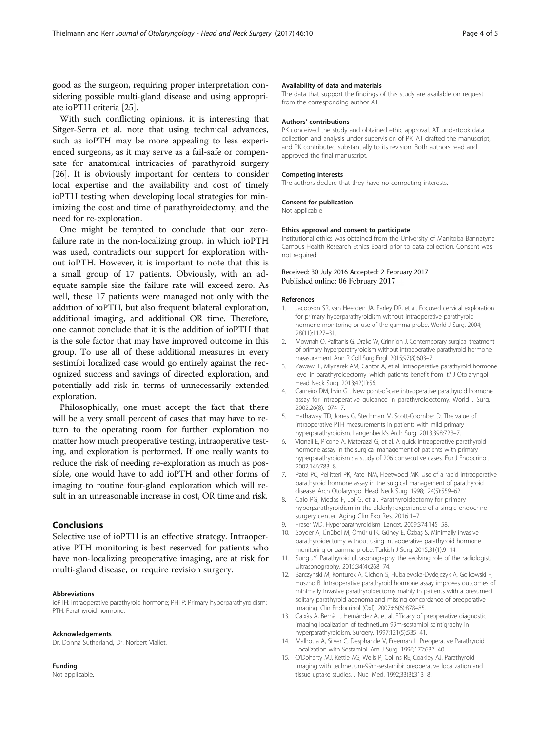good as the surgeon, requiring proper interpretation considering possible multi-gland disease and using appropriate ioPTH criteria [25].

With such conflicting opinions, it is interesting that Sitger-Serra et al. note that using technical advances, such as ioPTH may be more appealing to less experienced surgeons, as it may serve as a fail-safe or compensate for anatomical intricacies of parathyroid surgery [26]. It is obviously important for centers to consider local expertise and the availability and cost of timely ioPTH testing when developing local strategies for minimizing the cost and time of parathyroidectomy, and the need for re-exploration.

One might be tempted to conclude that our zero-failure rate in the non-localizing group, in which ioPTH was used, contradicts our support for exploration without ioPTH. However, it is important to note that this is a small group of 17 patients. Obviously, with an adequate sample size the failure rate will exceed zero. As well, these 17 patients were managed not only with the addition of ioPTH, but also frequent bilateral exploration, additional imaging, and additional OR time. Therefore, one cannot conclude that it is the addition of ioPTH that is the sole factor that may have improved outcome in this group. To use all of these additional measures in every sestimibi localized case would go entirely against the recognized success and savings of directed exploration, and potentially add risk in terms of unnecessarily extended exploration.

Philosophically, one must accept the fact that there will be a very small percent of cases that may have to return to the operating room for further exploration no matter how much preoperative testing, intraoperative testing, and exploration is performed. If one really wants to reduce the risk of needing re-exploration as much as possible, one would have to add ioPTH and other forms of imaging to routine four-gland exploration which will result in an unreasonable increase in cost, OR time and risk.

## Conclusions

Selective use of ioPTH is an effective strategy. Intraoperative PTH monitoring is best reserved for patients who have non-localizing preoperative imaging, are at risk for multi-gland disease, or require revision surgery.

#### Abbreviations

ioPTH: Intraoperative parathyroid hormone; PHTP: Primary hyperparathyroidism; PTH: Parathyroid hormone.

#### Acknowledgements

Dr. Donna Sutherland, Dr. Norbert Viallet.

#### Funding

Not applicable.

#### Availability of data and materials

The data that support the findings of this study are available on request from the corresponding author AT.

#### Authors' contributions

PK conceived the study and obtained ethic approval. AT undertook data collection and analysis under supervision of PK. AT drafted the manuscript, and PK contributed substantially to its revision. Both authors read and approved the final manuscript.

#### Competing interests

The authors declare that they have no competing interests.

#### Consent for publication

Not applicable

#### Ethics approval and consent to participate

Institutional ethics was obtained from the University of Manitoba Bannatyne Campus Health Research Ethics Board prior to data collection. Consent was not required.

Received: 30 July 2016 Accepted: 2 February 2017
Published online: 06 February 2017

#### References

1. Jacobson SR, van Heerden JA, Farley DR, et al. Focused cervical exploration for primary hyperparathyroidism without intraoperative parathyroid hormone monitoring or use of the gamma probe. World J Surg. 2004; 28(11):1127–31.
2. Mownah O, Pafitanis G, Drake W, Crinnion J. Contemporary surgical treatment of primary hyperparathyroidism without intraoperative parathyroid hormone measurement. Ann R Coll Surg Engl. 2015;97(8):603–7.
3. Zawawi F, Mlynarek AM, Cantor A, et al. Intraoperative parathyroid hormone level in parathyroidectomy: which patients benefit from it? J Otolaryngol Head Neck Surg. 2013;42(1):56.
4. Carneiro DM, Irvin GL. New point-of-care intraoperative parathyroid hormone assay for intraoperative guidance in parathyroidectomy. World J Surg. 2002;26(8):1074–7.
5. Hathaway TD, Jones G, Stechman M, Scott-Coomber D. The value of intraoperative PTH measurements in patients with mild primary hyperparathyroidism. Langenbeck's Arch Surg. 2013;398:723–7.
6. Vignali E, Picone A, Materazzi G, et al. A quick intraoperative parathyroid hormone assay in the surgical management of patients with primary hyperparathyroidism : a study of 206 consecutive cases. Eur J Endocrinol. 2002;146:783–8.
7. Patel PC, Pellitteri PK, Patel NM, Fleetwood MK. Use of a rapid intraoperative parathyroid hormone assay in the surgical management of parathyroid disease. Arch Otolaryngol Head Neck Surg. 1998;124(5):559–62.
8. Calo PG, Medas F, Loi G, et al. Parathyroidectomy for primary hyperparathyroidism in the elderly: experience of a single endocrine surgery center. Aging Clin Exp Res. 2016:1–7.
9. Fraser WD. Hyperparathyroidism. Lancet. 2009;374:145–58.
10. Soyder A, Ünübol M, Ömürlü IK, Güney E, Özbaş S. Minimally invasive parathyroidectomy without using intraoperative parathyroid hormone monitoring or gamma probe. Turkish J Surg. 2015;31(1):9–14.
11. Sung JY. Parathyroid ultrasonography: the evolving role of the radiologist. Ultrasonography. 2015;34(4):268–74.
12. Barczynski M, Konturek A, Cichon S, Hubalewska-Dydejczyk A, Golkowski F, Huszno B. Intraoperative parathyroid hormone assay improves outcomes of minimally invasive parathyroidectomy mainly in patients with a presumed solitary parathyroid adenoma and missing concordance of preoperative imaging. Clin Endocrinol (Oxf). 2007;66(6):878–85.
13. Caixàs A, Bernà L, Hernández A, et al. Efficacy of preoperative diagnostic imaging localization of technetium 99m-sestamibi scintigraphy in hyperparathyroidism. Surgery. 1997;121(5):535–41.
14. Malhotra A, Silver C, Desphande V, Freeman L. Preoperative Parathyroid Localization with Sestamibi. Am J Surg. 1996;172:637–40.
15. O'Doherty MJ, Kettle AG, Wells P, Collins RE, Coakley AJ. Parathyroid imaging with technetium-99m-sestamibi: preoperative localization and tissue uptake studies. J Nucl Med. 1992;33(3):313–8.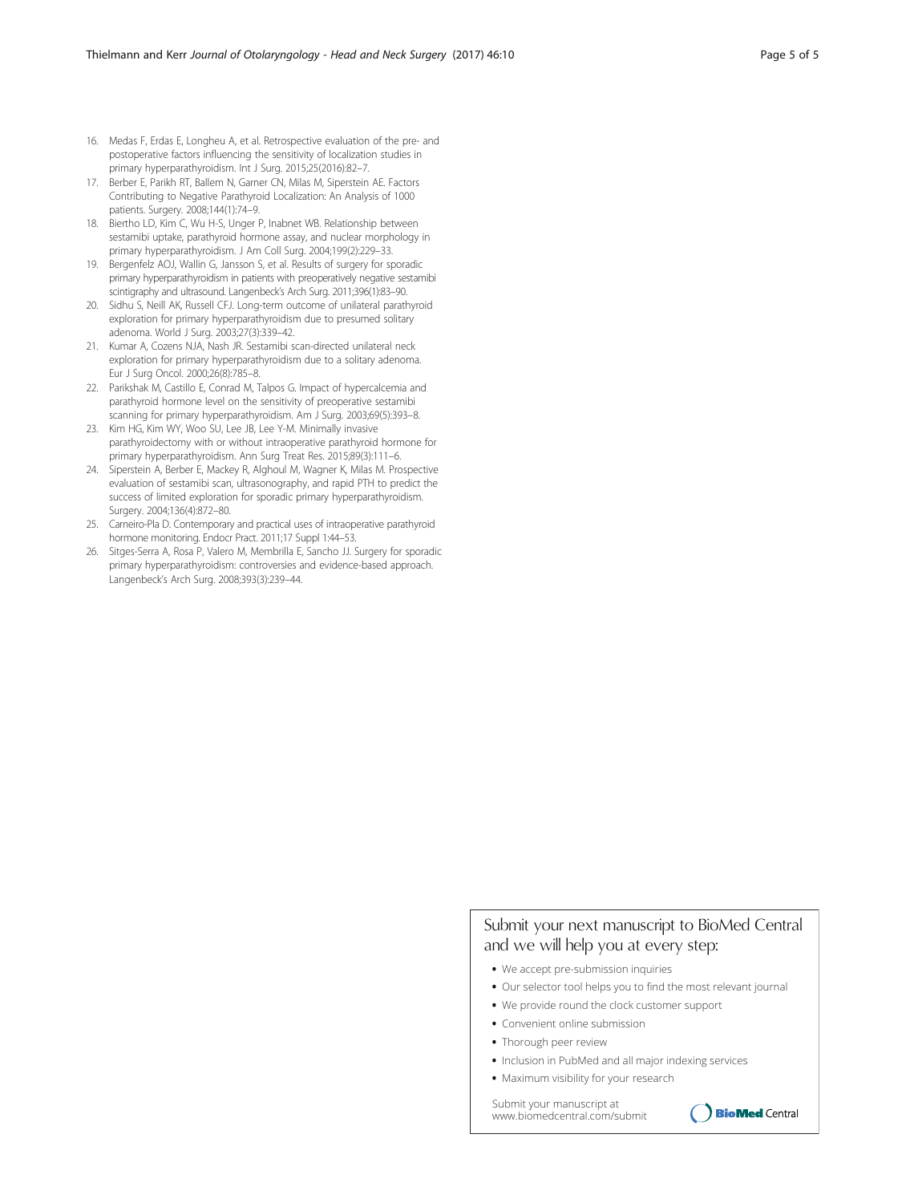16. Medas F, Erdas E, Longheu A, et al. Retrospective evaluation of the pre- and postoperative factors influencing the sensitivity of localization studies in primary hyperparathyroidism. Int J Surg. 2015;25(2016):82–7.
17. Berber E, Parikh RT, Ballem N, Garner CN, Milas M, Siperstein AE. Factors Contributing to Negative Parathyroid Localization: An Analysis of 1000 patients. Surgery. 2008;144(1):74–9.
18. Biertho LD, Kim C, Wu H-S, Unger P, Inabnet WB. Relationship between sestamibi uptake, parathyroid hormone assay, and nuclear morphology in primary hyperparathyroidism. J Am Coll Surg. 2004;199(2):229–33.
19. Bergenfelz AOJ, Wallin G, Jansson S, et al. Results of surgery for sporadic primary hyperparathyroidism in patients with preoperatively negative sestamibi scintigraphy and ultrasound. Langenbeck's Arch Surg. 2011;396(1):83–90.
20. Sidhu S, Neill AK, Russell CFJ. Long-term outcome of unilateral parathyroid exploration for primary hyperparathyroidism due to presumed solitary adenoma. World J Surg. 2003;27(3):339–42.
21. Kumar A, Cozens NJA, Nash JR. Sestamibi scan-directed unilateral neck exploration for primary hyperparathyroidism due to a solitary adenoma. Eur J Surg Oncol. 2000;26(8):785–8.
22. Parikshak M, Castillo E, Conrad M, Talpos G. Impact of hypercalcemia and parathyroid hormone level on the sensitivity of preoperative sestamibi scanning for primary hyperparathyroidism. Am J Surg. 2003;69(5):393–8.
23. Kim HG, Kim WY, Woo SU, Lee JB, Lee Y-M. Minimally invasive parathyroidectomy with or without intraoperative parathyroid hormone for primary hyperparathyroidism. Ann Surg Treat Res. 2015;89(3):111–6.
24. Siperstein A, Berber E, Mackey R, Alghoul M, Wagner K, Milas M. Prospective evaluation of sestamibi scan, ultrasonography, and rapid PTH to predict the success of limited exploration for sporadic primary hyperparathyroidism. Surgery. 2004;136(4):872–80.
25. Carneiro-Pla D. Contemporary and practical uses of intraoperative parathyroid hormone monitoring. Endocr Pract. 2011;17 Suppl 1:44–53.
26. Sitges-Serra A, Rosa P, Valero M, Membrilla E, Sancho JJ. Surgery for sporadic primary hyperparathyroidism: controversies and evidence-based approach. Langenbeck's Arch Surg. 2008;393(3):239–44.

Submit your next manuscript to BioMed Central and we will help you at every step:

- We accept pre-submission inquiries
- Our selector tool helps you to find the most relevant journal
- We provide round the clock customer support
- Convenient online submission
- Thorough peer review
- Inclusion in PubMed and all major indexing services
- Maximum visibility for your research

Submit your manuscript at www.biomedcentral.com/submit

BioMed Central